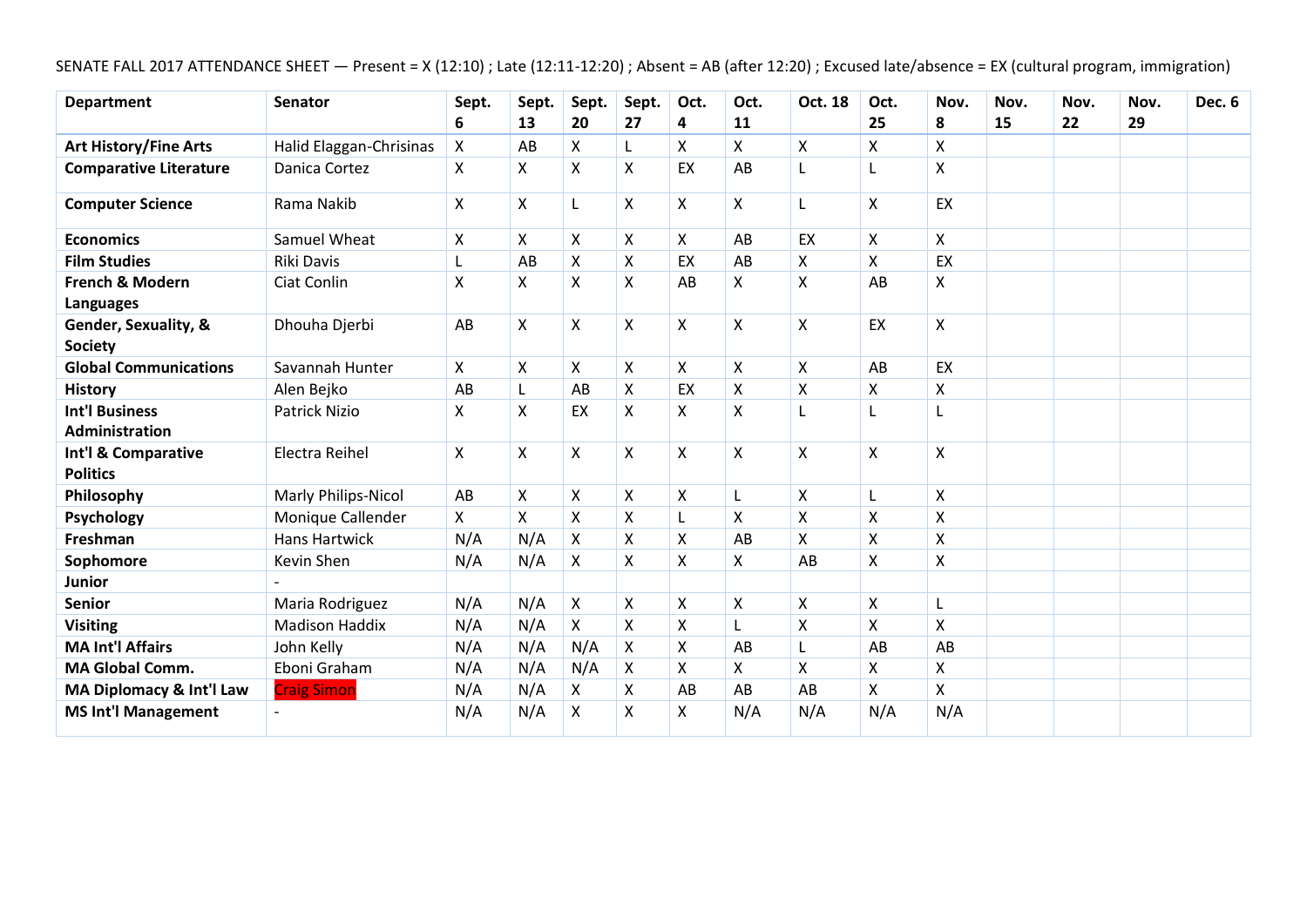SENATE FALL 2017 ATTENDANCE SHEET — Present = X (12:10) ; Late (12:11-12:20) ; Absent = AB (after 12:20) ; Excused late/absence = EX (cultural program, immigration)

| Department | Senator | Sept. 6 | Sept. 13 | Sept. 20 | Sept. 27 | Oct. 4 | Oct. 11 | Oct. 18 | Oct. 25 | Nov. 8 | Nov. 15 | Nov. 22 | Nov. 29 | Dec. 6 |
|---|---|---|---|---|---|---|---|---|---|---|---|---|---|---|
| **Art History/Fine Arts** | Halid Elaggan-Chrisinas | X | AB | X | L | X | X | X | X | X | | | | |
| **Comparative Literature** | Danica Cortez | X | X | X | X | EX | AB | L | L | X | | | | |
| **Computer Science** | Rama Nakib | X | X | L | X | X | X | L | X | EX | | | | |
| **Economics** | Samuel Wheat | X | X | X | X | X | AB | EX | X | X | | | | |
| **Film Studies** | Riki Davis | L | AB | X | X | EX | AB | X | X | EX | | | | |
| **French & Modern Languages** | Ciat Conlin | X | X | X | X | AB | X | X | AB | X | | | | |
| **Gender, Sexuality, & Society** | Dhouha Djerbi | AB | X | X | X | X | X | X | EX | X | | | | |
| **Global Communications** | Savannah Hunter | X | X | X | X | X | X | X | AB | EX | | | | |
| **History** | Alen Bejko | AB | L | AB | X | EX | X | X | X | X | | | | |
| **Int'l Business Administration** | Patrick Nizio | X | X | EX | X | X | X | L | L | L | | | | |
| **Int'l & Comparative Politics** | Electra Reihel | X | X | X | X | X | X | X | X | X | | | | |
| **Philosophy** | Marly Philips-Nicol | AB | X | X | X | X | L | X | L | X | | | | |
| **Psychology** | Monique Callender | X | X | X | X | L | X | X | X | X | | | | |
| **Freshman** | Hans Hartwick | N/A | N/A | X | X | X | AB | X | X | X | | | | |
| **Sophomore** | Kevin Shen | N/A | N/A | X | X | X | X | AB | X | X | | | | |
| **Junior** | - | | | | | | | | | | | | | |
| **Senior** | Maria Rodriguez | N/A | N/A | X | X | X | X | X | X | L | | | | |
| **Visiting** | Madison Haddix | N/A | N/A | X | X | X | L | X | X | X | | | | |
| **MA Int'l Affairs** | John Kelly | N/A | N/A | N/A | X | X | AB | L | AB | AB | | | | |
| **MA Global Comm.** | Eboni Graham | N/A | N/A | N/A | X | X | X | X | X | X | | | | |
| **MA Diplomacy & Int'l Law** | Craig Simon | N/A | N/A | X | X | AB | AB | AB | X | X | | | | |
| **MS Int'l Management** | - | N/A | N/A | X | X | X | N/A | N/A | N/A | N/A | | | | |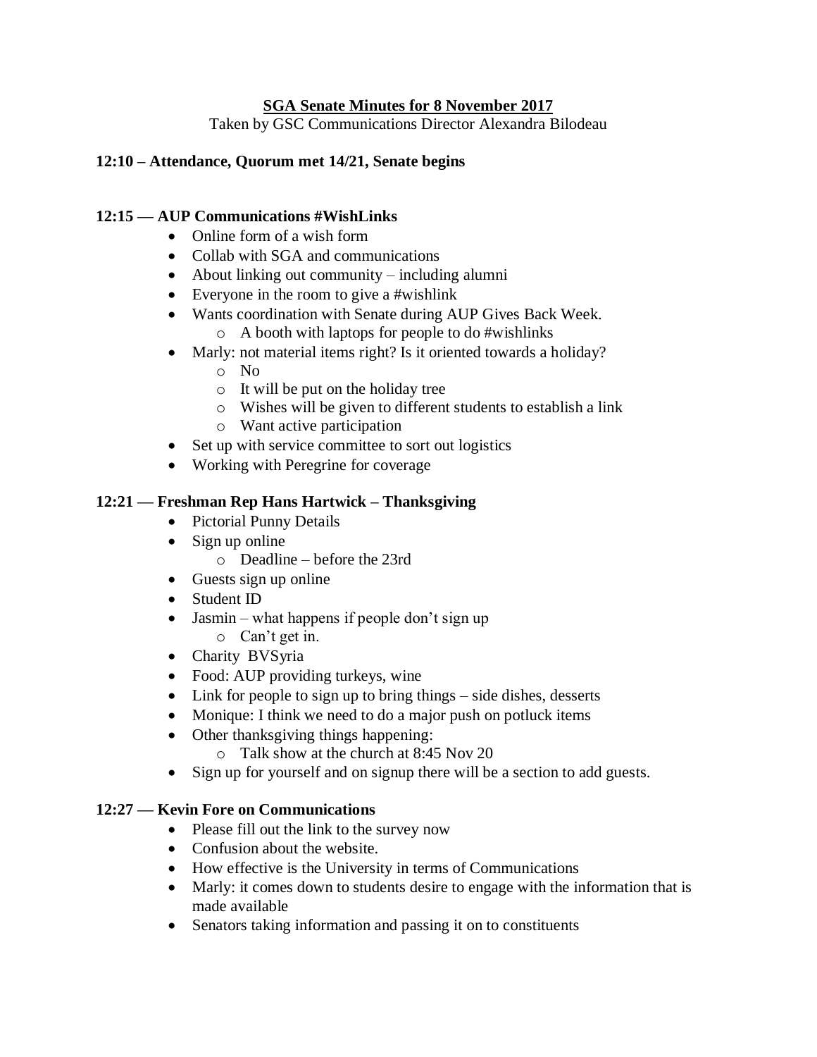**SGA Senate Minutes for 8 November 2017**

Taken by GSC Communications Director Alexandra Bilodeau

**12:10 – Attendance, Quorum met 14/21, Senate begins**

**12:15 — AUP Communications #WishLinks**

- Online form of a wish form
- Collab with SGA and communications
- About linking out community – including alumni
- Everyone in the room to give a #wishlink
- Wants coordination with Senate during AUP Gives Back Week.
    - A booth with laptops for people to do #wishlinks
- Marly: not material items right? Is it oriented towards a holiday?
    - No
    - It will be put on the holiday tree
    - Wishes will be given to different students to establish a link
    - Want active participation
- Set up with service committee to sort out logistics
- Working with Peregrine for coverage

**12:21 — Freshman Rep Hans Hartwick – Thanksgiving**

- Pictorial Punny Details
- Sign up online
    - Deadline – before the 23rd
- Guests sign up online
- Student ID
- Jasmin – what happens if people don't sign up
    - Can't get in.
- Charity BVSyria
- Food: AUP providing turkeys, wine
- Link for people to sign up to bring things – side dishes, desserts
- Monique: I think we need to do a major push on potluck items
- Other thanksgiving things happening:
    - Talk show at the church at 8:45 Nov 20
- Sign up for yourself and on signup there will be a section to add guests.

**12:27 — Kevin Fore on Communications**

- Please fill out the link to the survey now
- Confusion about the website.
- How effective is the University in terms of Communications
- Marly: it comes down to students desire to engage with the information that is made available
- Senators taking information and passing it on to constituents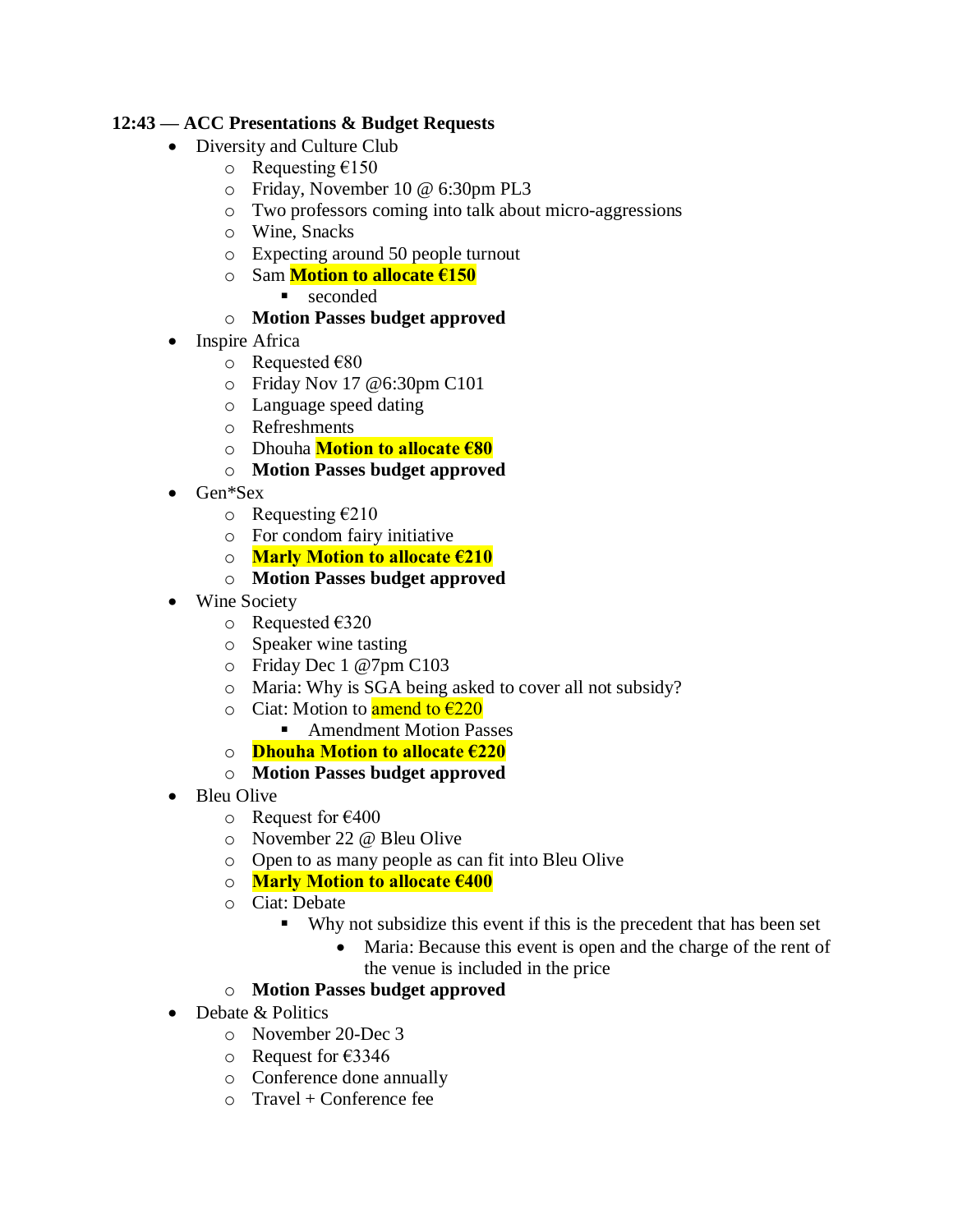**12:43 — ACC Presentations & Budget Requests**

- Diversity and Culture Club
  - Requesting €150
  - Friday, November 10 @ 6:30pm PL3
  - Two professors coming into talk about micro-aggressions
  - Wine, Snacks
  - Expecting around 50 people turnout
  - Sam **Motion to allocate €150**
    - seconded
  - **Motion Passes budget approved**
- Inspire Africa
  - Requested €80
  - Friday Nov 17 @6:30pm C101
  - Language speed dating
  - Refreshments
  - Dhouha **Motion to allocate €80**
  - **Motion Passes budget approved**
- Gen*Sex
  - Requesting €210
  - For condom fairy initiative
  - **Marly Motion to allocate €210**
  - **Motion Passes budget approved**
- Wine Society
  - Requested €320
  - Speaker wine tasting
  - Friday Dec 1 @7pm C103
  - Maria: Why is SGA being asked to cover all not subsidy?
  - Ciat: Motion to amend to €220
    - Amendment Motion Passes
  - **Dhouha Motion to allocate €220**
  - **Motion Passes budget approved**
- Bleu Olive
  - Request for €400
  - November 22 @ Bleu Olive
  - Open to as many people as can fit into Bleu Olive
  - **Marly Motion to allocate €400**
  - Ciat: Debate
    - Why not subsidize this event if this is the precedent that has been set
      - Maria: Because this event is open and the charge of the rent of the venue is included in the price
  - **Motion Passes budget approved**
- Debate & Politics
  - November 20-Dec 3
  - Request for €3346
  - Conference done annually
  - Travel + Conference fee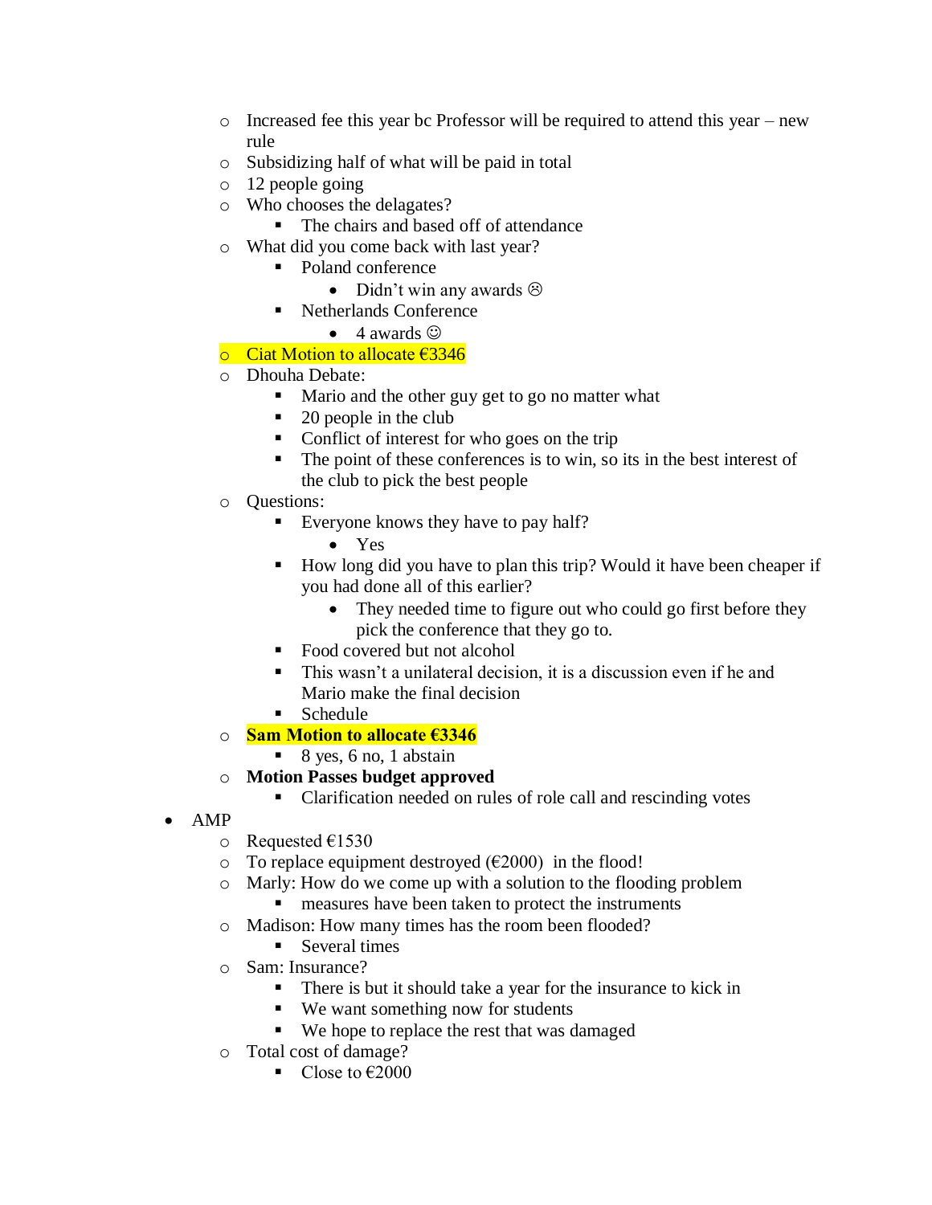- Increased fee this year bc Professor will be required to attend this year – new rule
    - Subsidizing half of what will be paid in total
    - 12 people going
    - Who chooses the delagates?
        - The chairs and based off of attendance
    - What did you come back with last year?
        - Poland conference
            - Didn't win any awards ☹
        - Netherlands Conference
            - 4 awards ☺
    - Ciat Motion to allocate €3346
    - Dhouha Debate:
        - Mario and the other guy get to go no matter what
        - 20 people in the club
        - Conflict of interest for who goes on the trip
        - The point of these conferences is to win, so its in the best interest of the club to pick the best people
    - Questions:
        - Everyone knows they have to pay half?
            - Yes
        - How long did you have to plan this trip? Would it have been cheaper if you had done all of this earlier?
            - They needed time to figure out who could go first before they pick the conference that they go to.
        - Food covered but not alcohol
        - This wasn't a unilateral decision, it is a discussion even if he and Mario make the final decision
        - Schedule
    - **Sam Motion to allocate €3346**
        - 8 yes, 6 no, 1 abstain
    - **Motion Passes budget approved**
        - Clarification needed on rules of role call and rescinding votes
- AMP
    - Requested €1530
    - To replace equipment destroyed (€2000) in the flood!
    - Marly: How do we come up with a solution to the flooding problem
        - measures have been taken to protect the instruments
    - Madison: How many times has the room been flooded?
        - Several times
    - Sam: Insurance?
        - There is but it should take a year for the insurance to kick in
        - We want something now for students
        - We hope to replace the rest that was damaged
    - Total cost of damage?
        - Close to €2000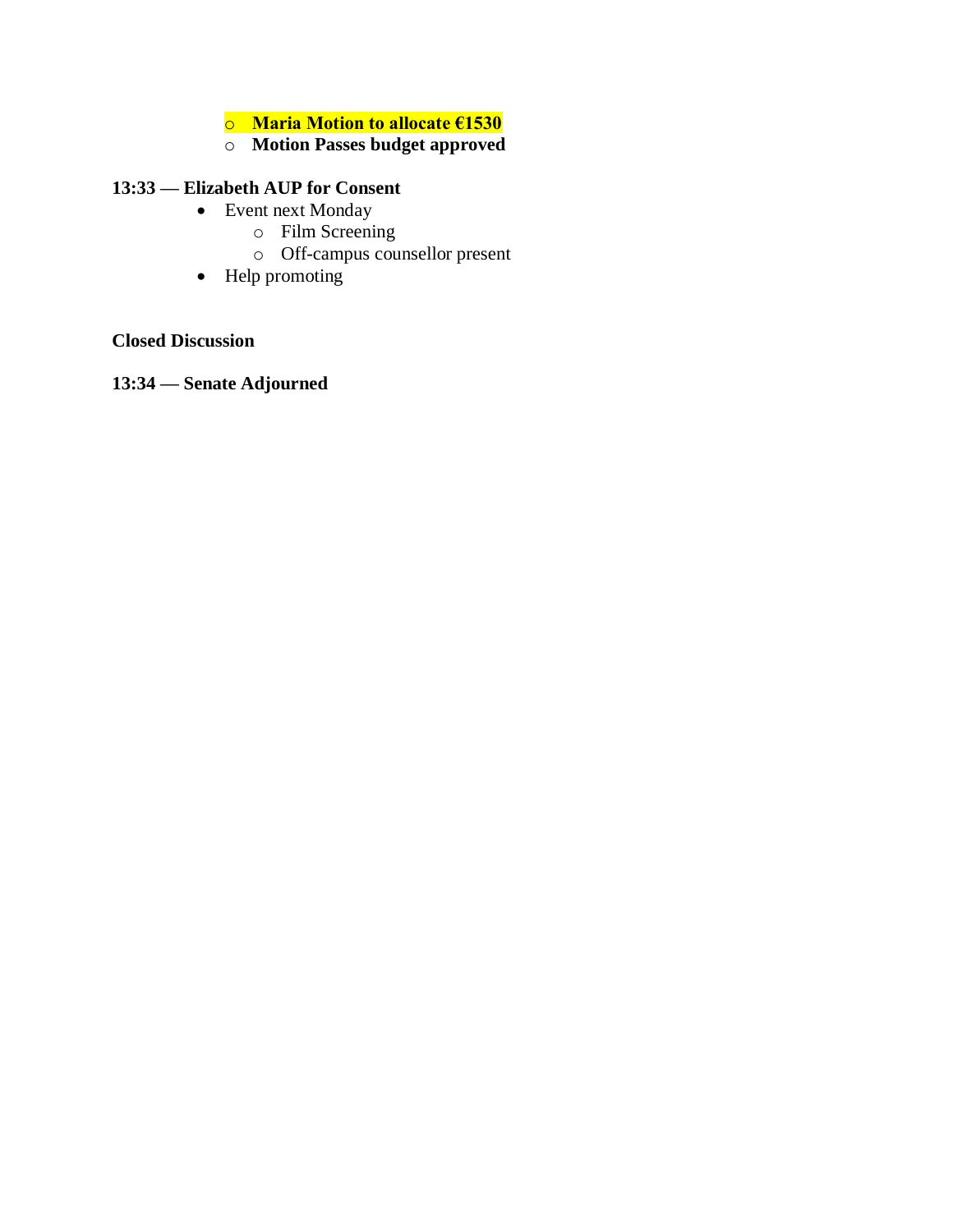- **Maria Motion to allocate €1530**
    - **Motion Passes budget approved**

**13:33 — Elizabeth AUP for Consent**

- Event next Monday
    - Film Screening
    - Off-campus counsellor present
- Help promoting

**Closed Discussion**

**13:34 — Senate Adjourned**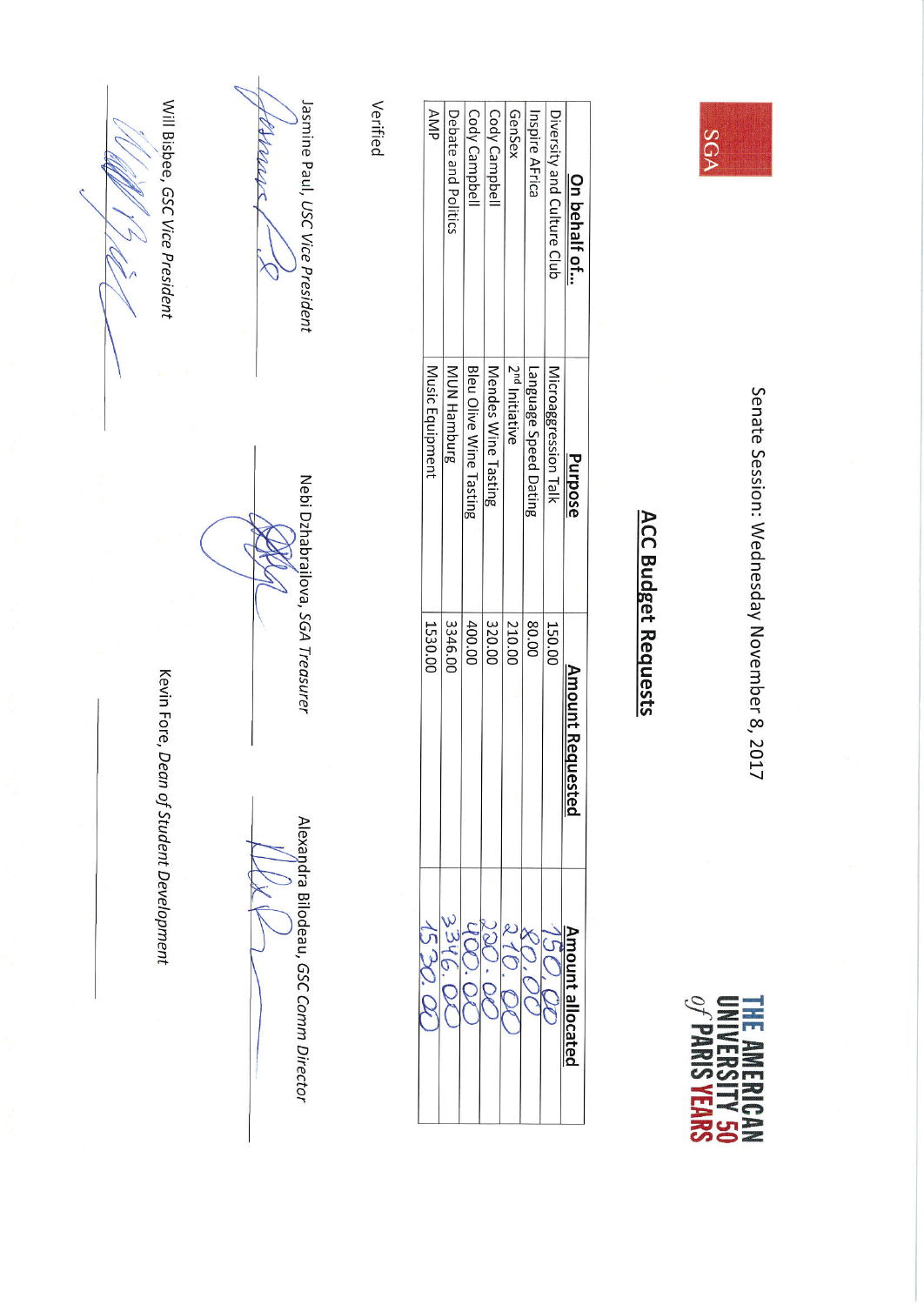SGA

THE AMERICAN UNIVERSITY 50 of PARIS YEARS

Senate Session: Wednesday November 8, 2017

## ACC Budget Requests

| On behalf of… | Purpose | Amount Requested | Amount allocated |
|---|---|---|---|
| Diversity and Culture Club | Microaggression Talk | 150.00 | 150.00 |
| Inspire AFrica | Language Speed Dating | 80.00 | 80.00 |
| GenSex | 2nd Initiative | 210.00 | 210.00 |
| Cody Campbell | Mendes Wine Tasting | 320.00 | 320.00 |
| Cody Campbell | Bleu Olive Wine Tasting | 400.00 | 400.00 |
| Debate and Politics | MUN Hamburg | 346.00 | 346.00 |
| AMP | Music Equipment | 1530.00 | 1530.00 |

Verified

Jasmine Paul, *USC Vice President*

Nebi Dzhabrailova, *SGA Treasurer*

Alexandra Bilodeau, *GSC Comm Director*

Will Bisbee, *GSC Vice President*

Kevin Fore, *Dean of Student Development*